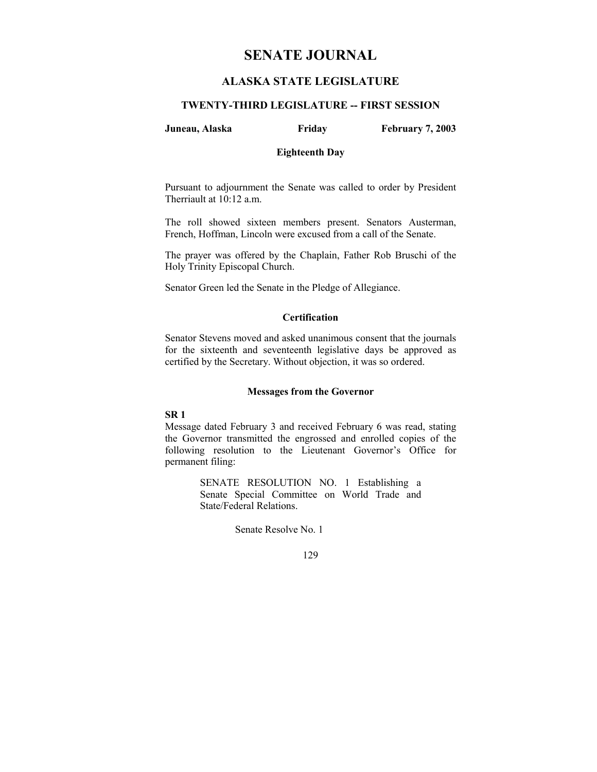# SENATE JOURNAL

## ALASKA STATE LEGISLATURE

### TWENTY-THIRD LEGISLATURE -- FIRST SESSION

**Juneau, Alaska** **Friday** **February 7, 2003**

**Eighteenth Day**

Pursuant to adjournment the Senate was called to order by President Therriault at 10:12 a.m.

The roll showed sixteen members present. Senators Austerman, French, Hoffman, Lincoln were excused from a call of the Senate.

The prayer was offered by the Chaplain, Father Rob Bruschi of the Holy Trinity Episcopal Church.

Senator Green led the Senate in the Pledge of Allegiance.

**Certification**

Senator Stevens moved and asked unanimous consent that the journals for the sixteenth and seventeenth legislative days be approved as certified by the Secretary. Without objection, it was so ordered.

**Messages from the Governor**

**SR 1**

Message dated February 3 and received February 6 was read, stating the Governor transmitted the engrossed and enrolled copies of the following resolution to the Lieutenant Governor's Office for permanent filing:

> SENATE RESOLUTION NO. 1 Establishing a Senate Special Committee on World Trade and State/Federal Relations.
>
> Senate Resolve No. 1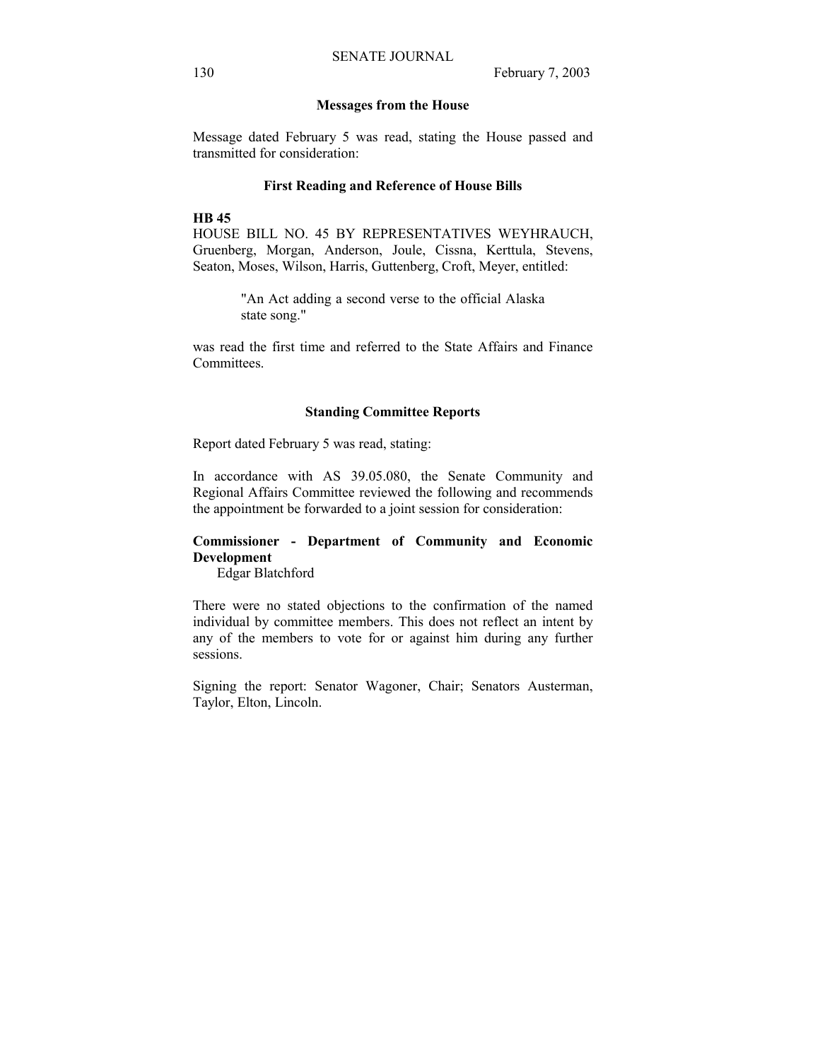## Messages from the House

Message dated February 5 was read, stating the House passed and transmitted for consideration:

## First Reading and Reference of House Bills

**HB 45**

HOUSE BILL NO. 45 BY REPRESENTATIVES WEYHRAUCH, Gruenberg, Morgan, Anderson, Joule, Cissna, Kerttula, Stevens, Seaton, Moses, Wilson, Harris, Guttenberg, Croft, Meyer, entitled:

> "An Act adding a second verse to the official Alaska state song."

was read the first time and referred to the State Affairs and Finance Committees.

## Standing Committee Reports

Report dated February 5 was read, stating:

In accordance with AS 39.05.080, the Senate Community and Regional Affairs Committee reviewed the following and recommends the appointment be forwarded to a joint session for consideration:

**Commissioner - Department of Community and Economic Development**

Edgar Blatchford

There were no stated objections to the confirmation of the named individual by committee members. This does not reflect an intent by any of the members to vote for or against him during any further sessions.

Signing the report: Senator Wagoner, Chair; Senators Austerman, Taylor, Elton, Lincoln.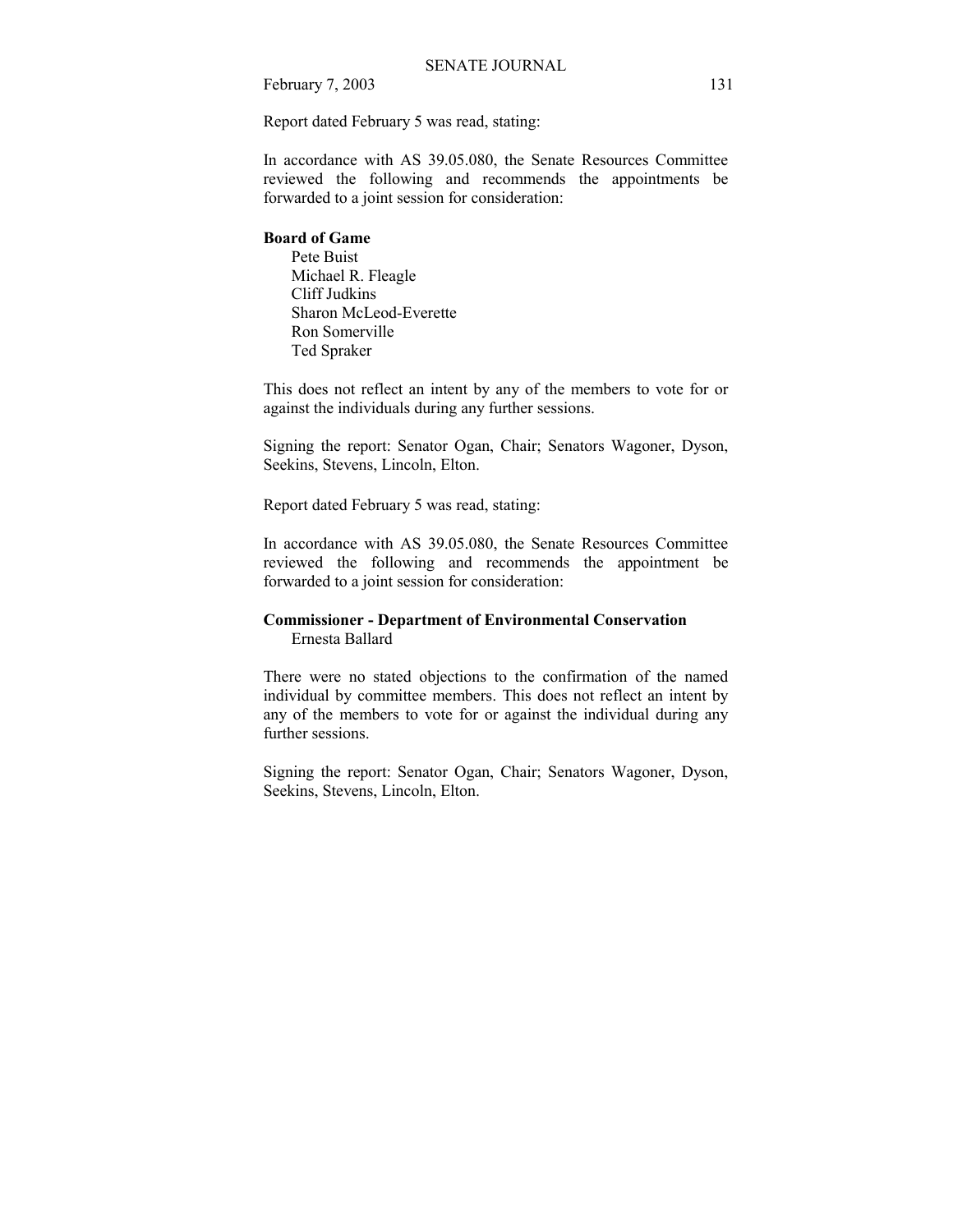Report dated February 5 was read, stating:

In accordance with AS 39.05.080, the Senate Resources Committee reviewed the following and recommends the appointments be forwarded to a joint session for consideration:

**Board of Game**

Pete Buist
Michael R. Fleagle
Cliff Judkins
Sharon McLeod-Everette
Ron Somerville
Ted Spraker

This does not reflect an intent by any of the members to vote for or against the individuals during any further sessions.

Signing the report: Senator Ogan, Chair; Senators Wagoner, Dyson, Seekins, Stevens, Lincoln, Elton.

Report dated February 5 was read, stating:

In accordance with AS 39.05.080, the Senate Resources Committee reviewed the following and recommends the appointment be forwarded to a joint session for consideration:

**Commissioner - Department of Environmental Conservation**

Ernesta Ballard

There were no stated objections to the confirmation of the named individual by committee members. This does not reflect an intent by any of the members to vote for or against the individual during any further sessions.

Signing the report: Senator Ogan, Chair; Senators Wagoner, Dyson, Seekins, Stevens, Lincoln, Elton.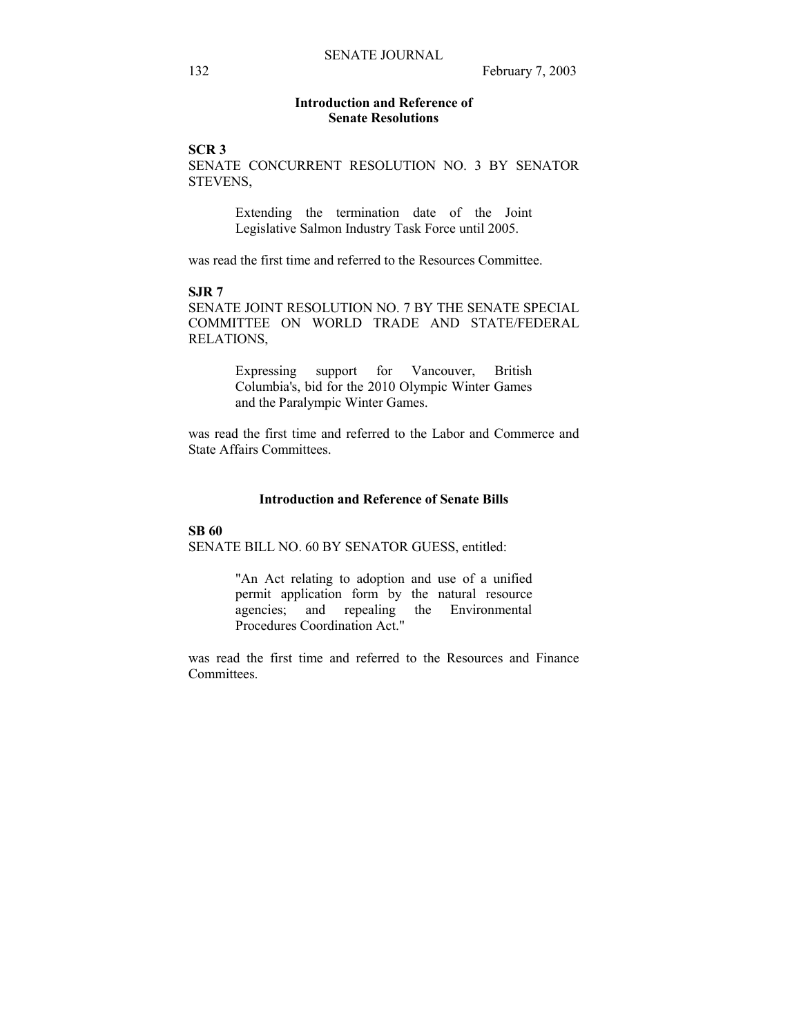## Introduction and Reference of Senate Resolutions

**SCR 3**
SENATE CONCURRENT RESOLUTION NO. 3 BY SENATOR STEVENS,

> Extending the termination date of the Joint Legislative Salmon Industry Task Force until 2005.

was read the first time and referred to the Resources Committee.

**SJR 7**
SENATE JOINT RESOLUTION NO. 7 BY THE SENATE SPECIAL COMMITTEE ON WORLD TRADE AND STATE/FEDERAL RELATIONS,

> Expressing support for Vancouver, British Columbia's, bid for the 2010 Olympic Winter Games and the Paralympic Winter Games.

was read the first time and referred to the Labor and Commerce and State Affairs Committees.

## Introduction and Reference of Senate Bills

**SB 60**
SENATE BILL NO. 60 BY SENATOR GUESS, entitled:

> "An Act relating to adoption and use of a unified permit application form by the natural resource agencies; and repealing the Environmental Procedures Coordination Act."

was read the first time and referred to the Resources and Finance Committees.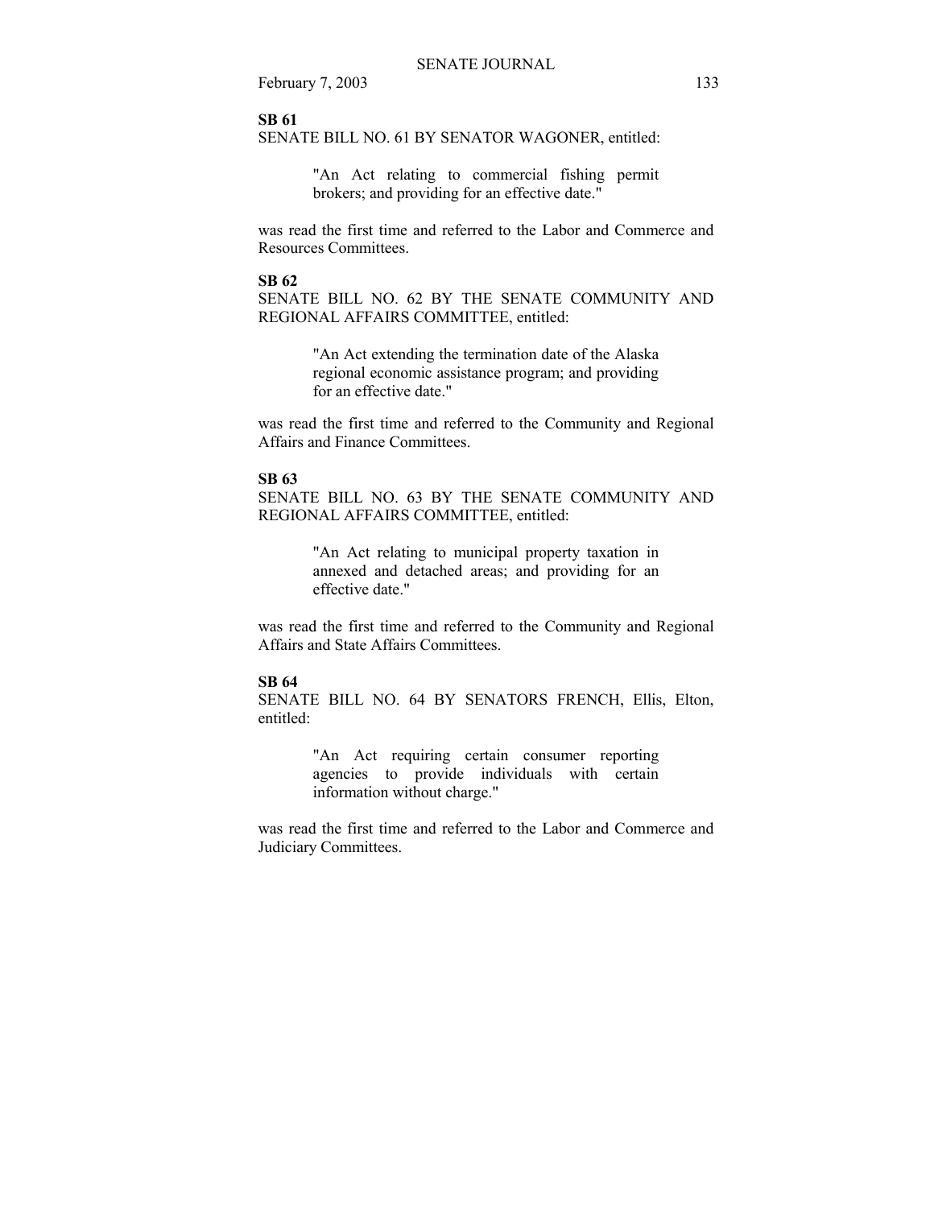**SB 61**

SENATE BILL NO. 61 BY SENATOR WAGONER, entitled:

> "An Act relating to commercial fishing permit brokers; and providing for an effective date."

was read the first time and referred to the Labor and Commerce and Resources Committees.

**SB 62**

SENATE BILL NO. 62 BY THE SENATE COMMUNITY AND REGIONAL AFFAIRS COMMITTEE, entitled:

> "An Act extending the termination date of the Alaska regional economic assistance program; and providing for an effective date."

was read the first time and referred to the Community and Regional Affairs and Finance Committees.

**SB 63**

SENATE BILL NO. 63 BY THE SENATE COMMUNITY AND REGIONAL AFFAIRS COMMITTEE, entitled:

> "An Act relating to municipal property taxation in annexed and detached areas; and providing for an effective date."

was read the first time and referred to the Community and Regional Affairs and State Affairs Committees.

**SB 64**

SENATE BILL NO. 64 BY SENATORS FRENCH, Ellis, Elton, entitled:

> "An Act requiring certain consumer reporting agencies to provide individuals with certain information without charge."

was read the first time and referred to the Labor and Commerce and Judiciary Committees.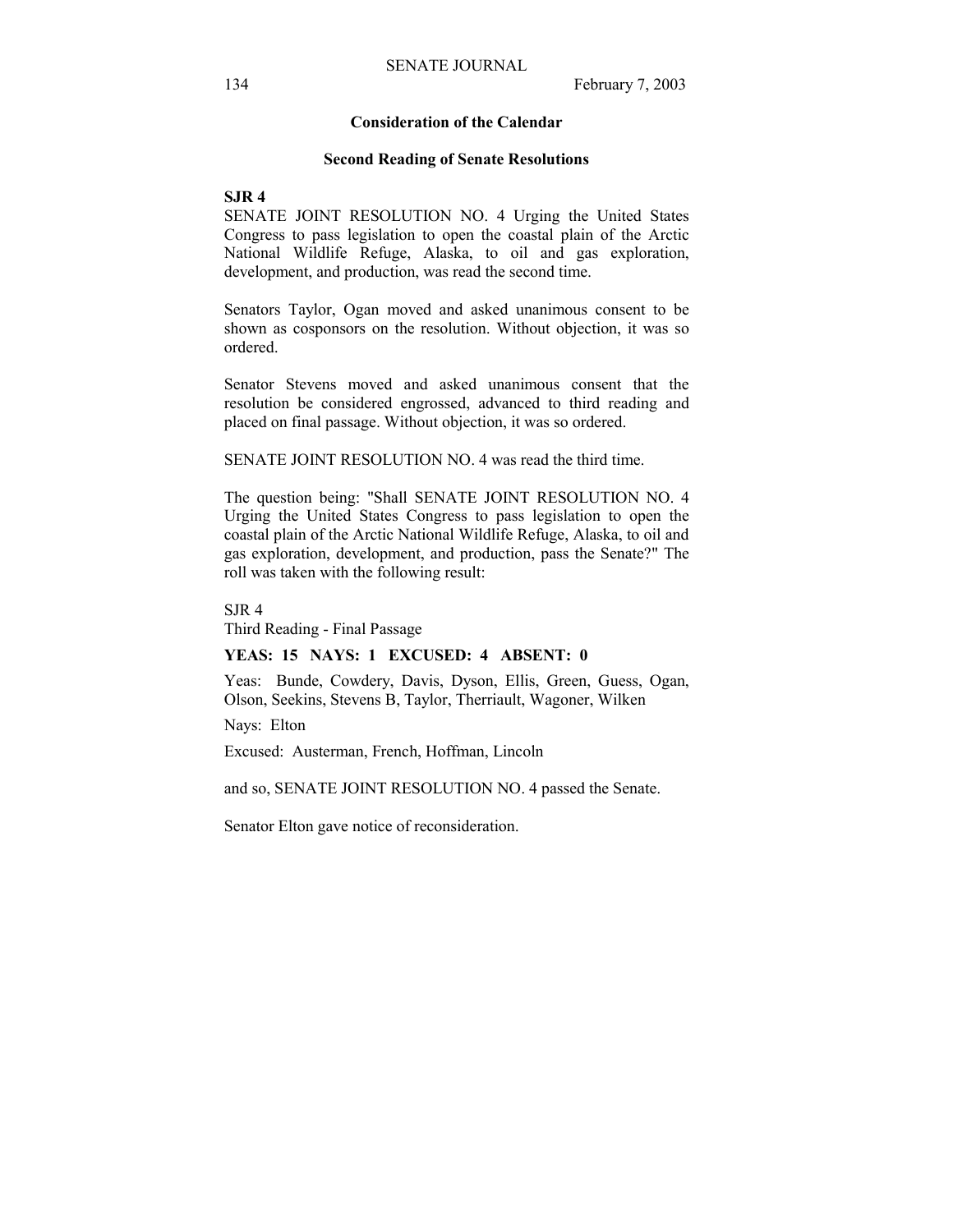## Consideration of the Calendar

### Second Reading of Senate Resolutions

**SJR 4**

SENATE JOINT RESOLUTION NO. 4 Urging the United States Congress to pass legislation to open the coastal plain of the Arctic National Wildlife Refuge, Alaska, to oil and gas exploration, development, and production, was read the second time.

Senators Taylor, Ogan moved and asked unanimous consent to be shown as cosponsors on the resolution. Without objection, it was so ordered.

Senator Stevens moved and asked unanimous consent that the resolution be considered engrossed, advanced to third reading and placed on final passage. Without objection, it was so ordered.

SENATE JOINT RESOLUTION NO. 4 was read the third time.

The question being: "Shall SENATE JOINT RESOLUTION NO. 4 Urging the United States Congress to pass legislation to open the coastal plain of the Arctic National Wildlife Refuge, Alaska, to oil and gas exploration, development, and production, pass the Senate?" The roll was taken with the following result:

SJR 4
Third Reading - Final Passage

**YEAS: 15 NAYS: 1 EXCUSED: 4 ABSENT: 0**

Yeas: Bunde, Cowdery, Davis, Dyson, Ellis, Green, Guess, Ogan, Olson, Seekins, Stevens B, Taylor, Therriault, Wagoner, Wilken

Nays: Elton

Excused: Austerman, French, Hoffman, Lincoln

and so, SENATE JOINT RESOLUTION NO. 4 passed the Senate.

Senator Elton gave notice of reconsideration.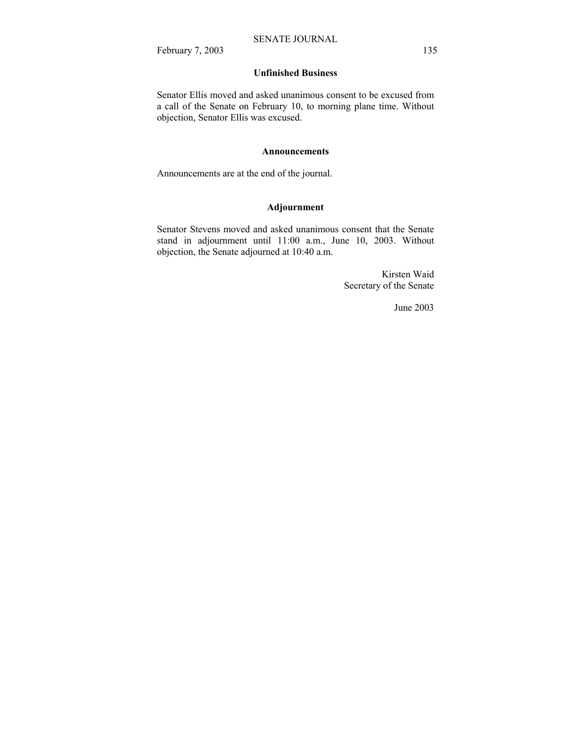## Unfinished Business

Senator Ellis moved and asked unanimous consent to be excused from a call of the Senate on February 10, to morning plane time. Without objection, Senator Ellis was excused.

## Announcements

Announcements are at the end of the journal.

## Adjournment

Senator Stevens moved and asked unanimous consent that the Senate stand in adjournment until 11:00 a.m., June 10, 2003. Without objection, the Senate adjourned at 10:40 a.m.

Kirsten Waid
Secretary of the Senate

June 2003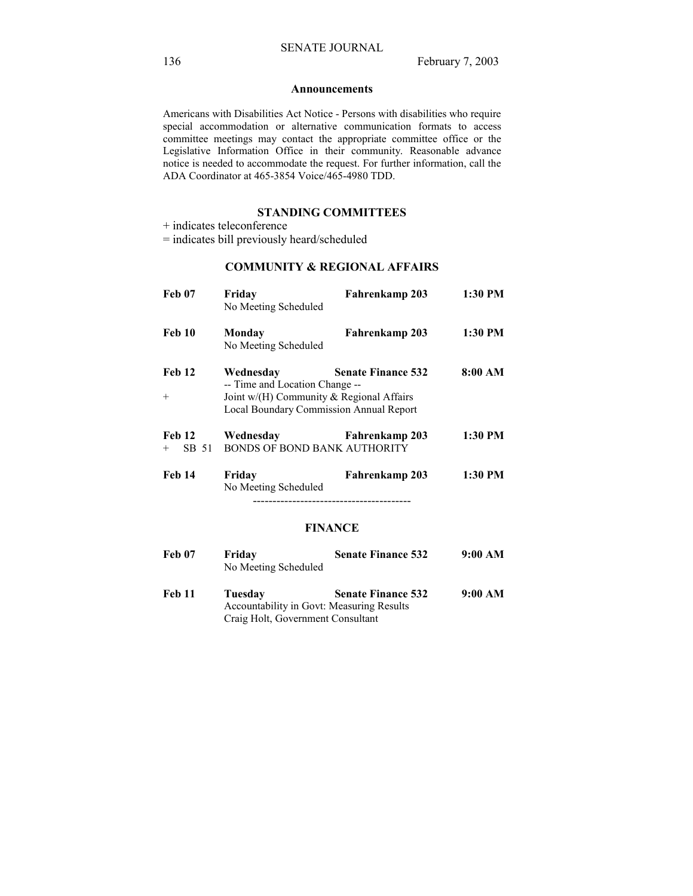## Announcements

Americans with Disabilities Act Notice - Persons with disabilities who require special accommodation or alternative communication formats to access committee meetings may contact the appropriate committee office or the Legislative Information Office in their community. Reasonable advance notice is needed to accommodate the request. For further information, call the ADA Coordinator at 465-3854 Voice/465-4980 TDD.

### STANDING COMMITTEES

+ indicates teleconference
= indicates bill previously heard/scheduled

### COMMUNITY & REGIONAL AFFAIRS

**Feb 07** **Friday** **Fahrenkamp 203** **1:30 PM**
No Meeting Scheduled

**Feb 10** **Monday** **Fahrenkamp 203** **1:30 PM**
No Meeting Scheduled

**Feb 12** **Wednesday** **Senate Finance 532** **8:00 AM**
-- Time and Location Change --
+ Joint w/(H) Community & Regional Affairs
Local Boundary Commission Annual Report

**Feb 12** **Wednesday** **Fahrenkamp 203** **1:30 PM**
+ SB 51 BONDS OF BOND BANK AUTHORITY

**Feb 14** **Friday** **Fahrenkamp 203** **1:30 PM**
No Meeting Scheduled

----------------------------------------

### FINANCE

**Feb 07** **Friday** **Senate Finance 532** **9:00 AM**
No Meeting Scheduled

**Feb 11** **Tuesday** **Senate Finance 532** **9:00 AM**
Accountability in Govt: Measuring Results
Craig Holt, Government Consultant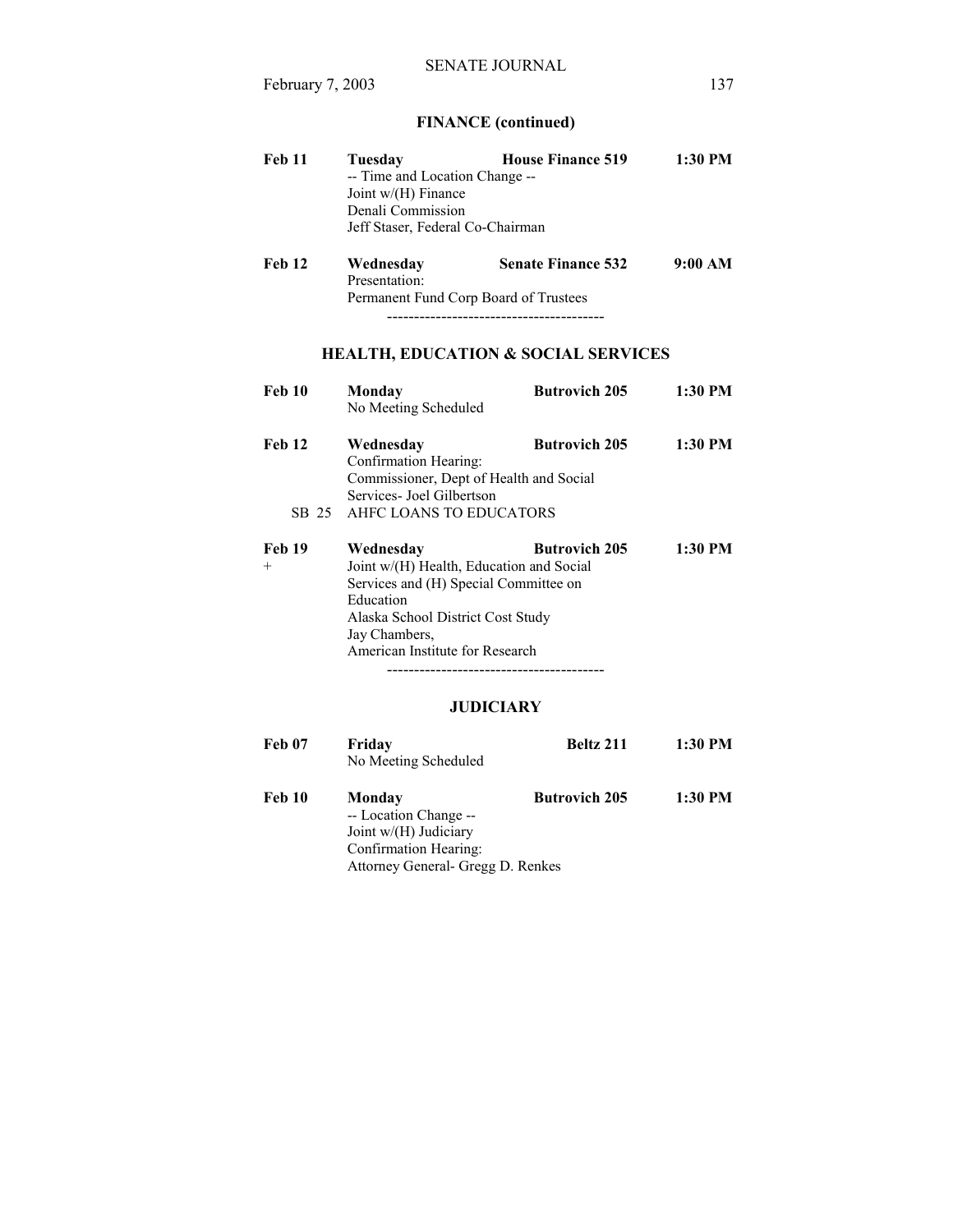## FINANCE (continued)

**Feb 11** **Tuesday** **House Finance 519** **1:30 PM**
-- Time and Location Change --
Joint w/(H) Finance
Denali Commission
Jeff Staser, Federal Co-Chairman

**Feb 12** **Wednesday** **Senate Finance 532** **9:00 AM**
Presentation:
Permanent Fund Corp Board of Trustees

----------------------------------------

## HEALTH, EDUCATION & SOCIAL SERVICES

**Feb 10** **Monday** **Butrovich 205** **1:30 PM**
No Meeting Scheduled

**Feb 12** **Wednesday** **Butrovich 205** **1:30 PM**
Confirmation Hearing:
Commissioner, Dept of Health and Social Services- Joel Gilbertson
SB 25 AHFC LOANS TO EDUCATORS

**Feb 19** **Wednesday** **Butrovich 205** **1:30 PM**
\+ Joint w/(H) Health, Education and Social Services and (H) Special Committee on Education
Alaska School District Cost Study
Jay Chambers,
American Institute for Research

----------------------------------------

## JUDICIARY

**Feb 07** **Friday** **Beltz 211** **1:30 PM**
No Meeting Scheduled

**Feb 10** **Monday** **Butrovich 205** **1:30 PM**
-- Location Change --
Joint w/(H) Judiciary
Confirmation Hearing:
Attorney General- Gregg D. Renkes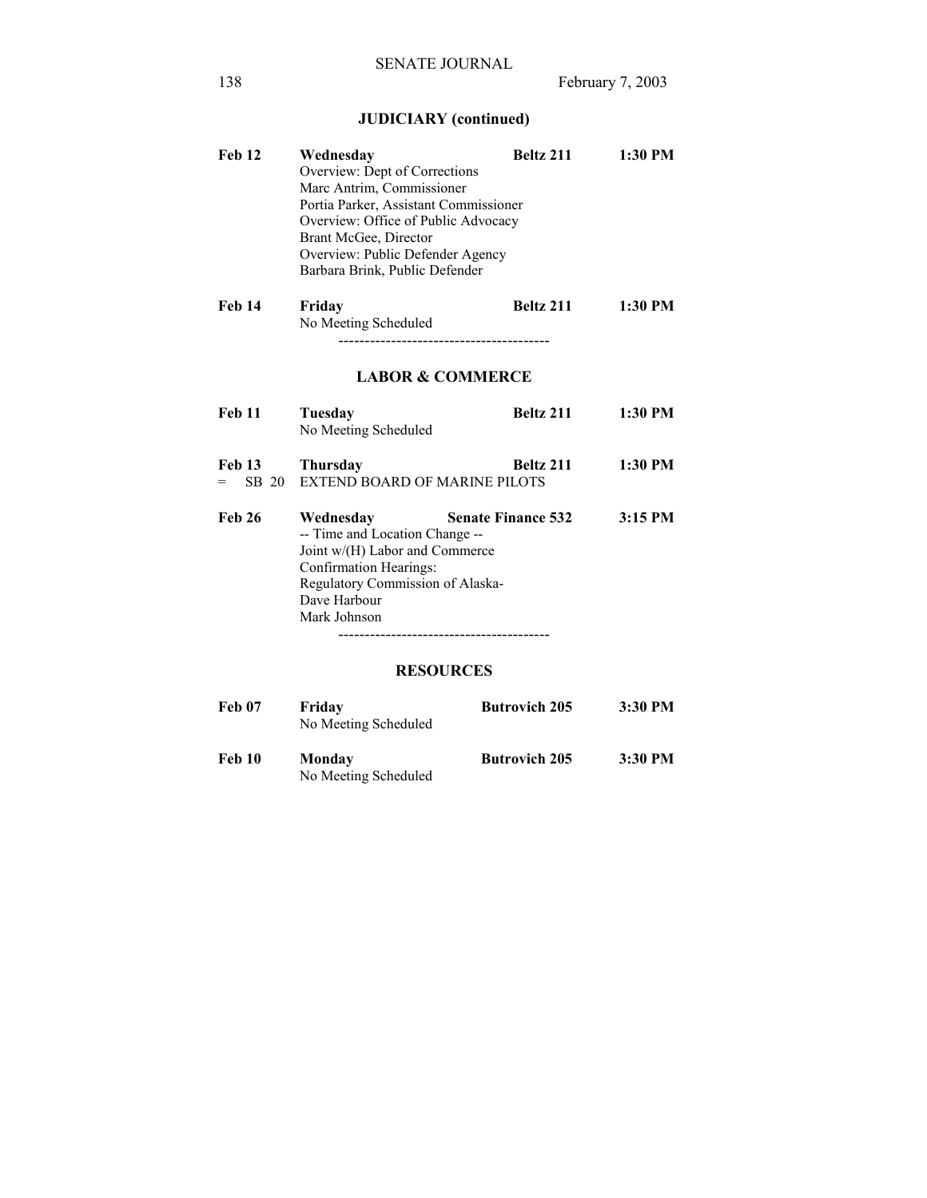## JUDICIARY (continued)

| | | | |
|---|---|---|---|
| **Feb 12** | **Wednesday** | **Beltz 211** | **1:30 PM** |
| | Overview: Dept of Corrections | | |
| | Marc Antrim, Commissioner | | |
| | Portia Parker, Assistant Commissioner | | |
| | Overview: Office of Public Advocacy | | |
| | Brant McGee, Director | | |
| | Overview: Public Defender Agency | | |
| | Barbara Brink, Public Defender | | |
| **Feb 14** | **Friday** | **Beltz 211** | **1:30 PM** |
| | No Meeting Scheduled | | |

----------------------------------------

## LABOR & COMMERCE

| | | | |
|---|---|---|---|
| **Feb 11** | **Tuesday** | **Beltz 211** | **1:30 PM** |
| | No Meeting Scheduled | | |
| **Feb 13** | **Thursday** | **Beltz 211** | **1:30 PM** |
| = SB 20 | EXTEND BOARD OF MARINE PILOTS | | |
| **Feb 26** | **Wednesday** | **Senate Finance 532** | **3:15 PM** |
| | -- Time and Location Change -- | | |
| | Joint w/(H) Labor and Commerce | | |
| | Confirmation Hearings: | | |
| | Regulatory Commission of Alaska- | | |
| | Dave Harbour | | |
| | Mark Johnson | | |

----------------------------------------

## RESOURCES

| | | | |
|---|---|---|---|
| **Feb 07** | **Friday** | **Butrovich 205** | **3:30 PM** |
| | No Meeting Scheduled | | |
| **Feb 10** | **Monday** | **Butrovich 205** | **3:30 PM** |
| | No Meeting Scheduled | | |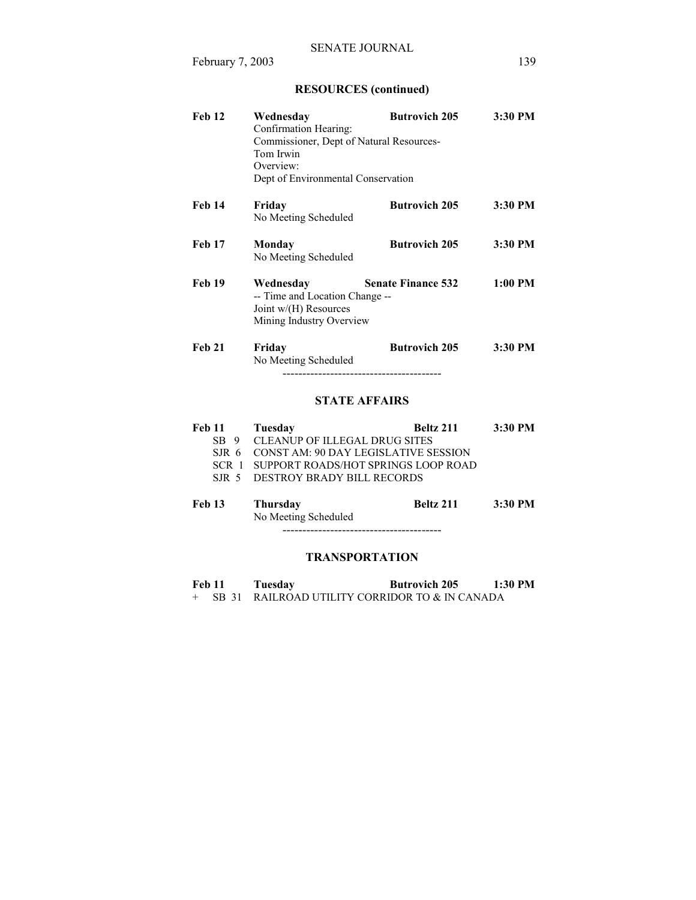## RESOURCES (continued)

**Feb 12** **Wednesday** **Butrovich 205** **3:30 PM**
Confirmation Hearing:
Commissioner, Dept of Natural Resources-
Tom Irwin
Overview:
Dept of Environmental Conservation

**Feb 14** **Friday** **Butrovich 205** **3:30 PM**
No Meeting Scheduled

**Feb 17** **Monday** **Butrovich 205** **3:30 PM**
No Meeting Scheduled

**Feb 19** **Wednesday** **Senate Finance 532** **1:00 PM**
-- Time and Location Change --
Joint w/(H) Resources
Mining Industry Overview

**Feb 21** **Friday** **Butrovich 205** **3:30 PM**
No Meeting Scheduled

----------------------------------------

## STATE AFFAIRS

**Feb 11** **Tuesday** **Beltz 211** **3:30 PM**
SB 9 CLEANUP OF ILLEGAL DRUG SITES
SJR 6 CONST AM: 90 DAY LEGISLATIVE SESSION
SCR 1 SUPPORT ROADS/HOT SPRINGS LOOP ROAD
SJR 5 DESTROY BRADY BILL RECORDS

**Feb 13** **Thursday** **Beltz 211** **3:30 PM**
No Meeting Scheduled

----------------------------------------

## TRANSPORTATION

**Feb 11** **Tuesday** **Butrovich 205** **1:30 PM**
+ SB 31 RAILROAD UTILITY CORRIDOR TO & IN CANADA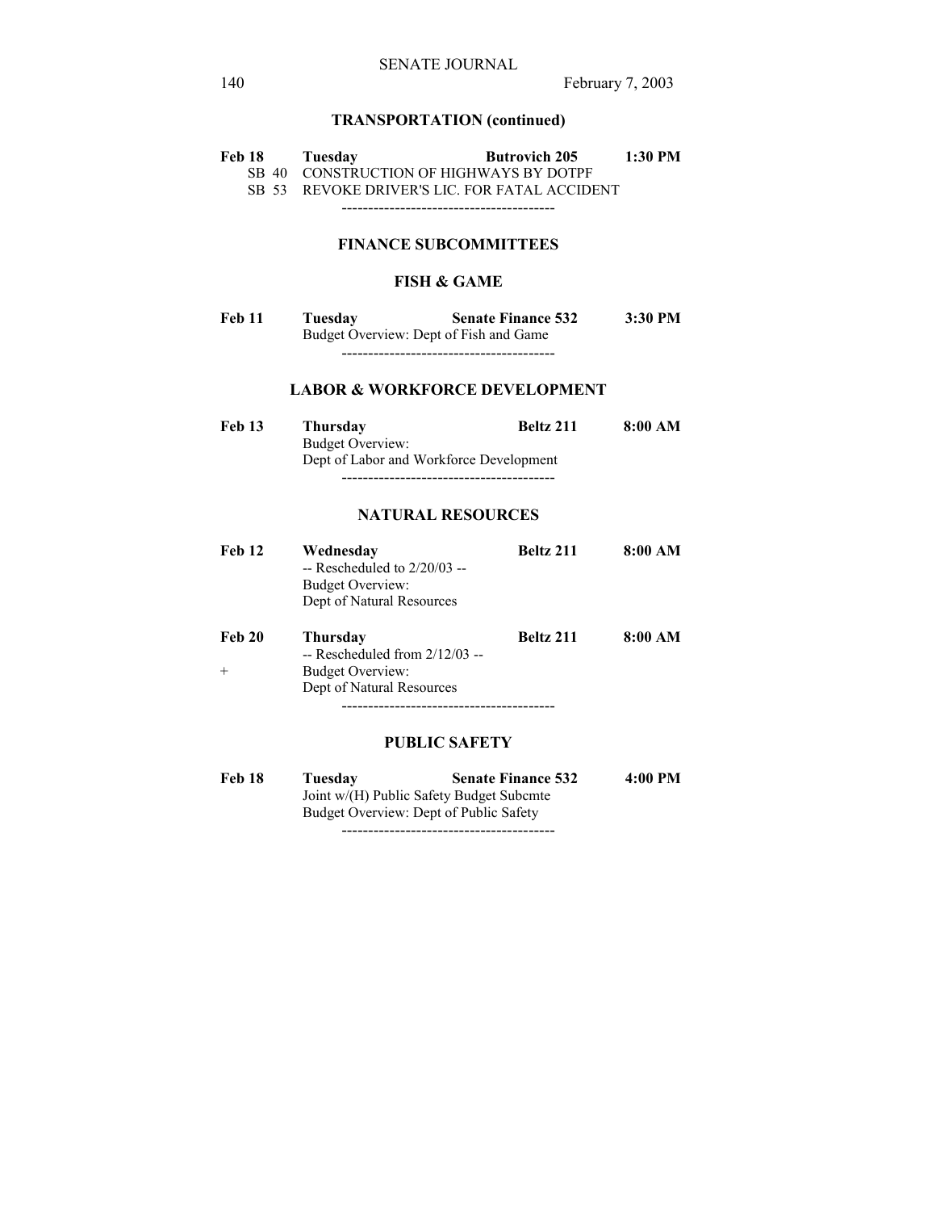## TRANSPORTATION (continued)

**Feb 18 Tuesday Butrovich 205 1:30 PM**

SB 40 CONSTRUCTION OF HIGHWAYS BY DOTPF

SB 53 REVOKE DRIVER'S LIC. FOR FATAL ACCIDENT

----------------------------------------

## FINANCE SUBCOMMITTEES

### FISH & GAME

**Feb 11 Tuesday Senate Finance 532 3:30 PM**

Budget Overview: Dept of Fish and Game

----------------------------------------

### LABOR & WORKFORCE DEVELOPMENT

**Feb 13 Thursday Beltz 211 8:00 AM**

Budget Overview:

Dept of Labor and Workforce Development

----------------------------------------

### NATURAL RESOURCES

**Feb 12 Wednesday Beltz 211 8:00 AM**

-- Rescheduled to 2/20/03 --

Budget Overview:

Dept of Natural Resources

**Feb 20 Thursday Beltz 211 8:00 AM**

-- Rescheduled from 2/12/03 --

\+ Budget Overview:

Dept of Natural Resources

----------------------------------------

### PUBLIC SAFETY

**Feb 18 Tuesday Senate Finance 532 4:00 PM**

Joint w/(H) Public Safety Budget Subcmte

Budget Overview: Dept of Public Safety

----------------------------------------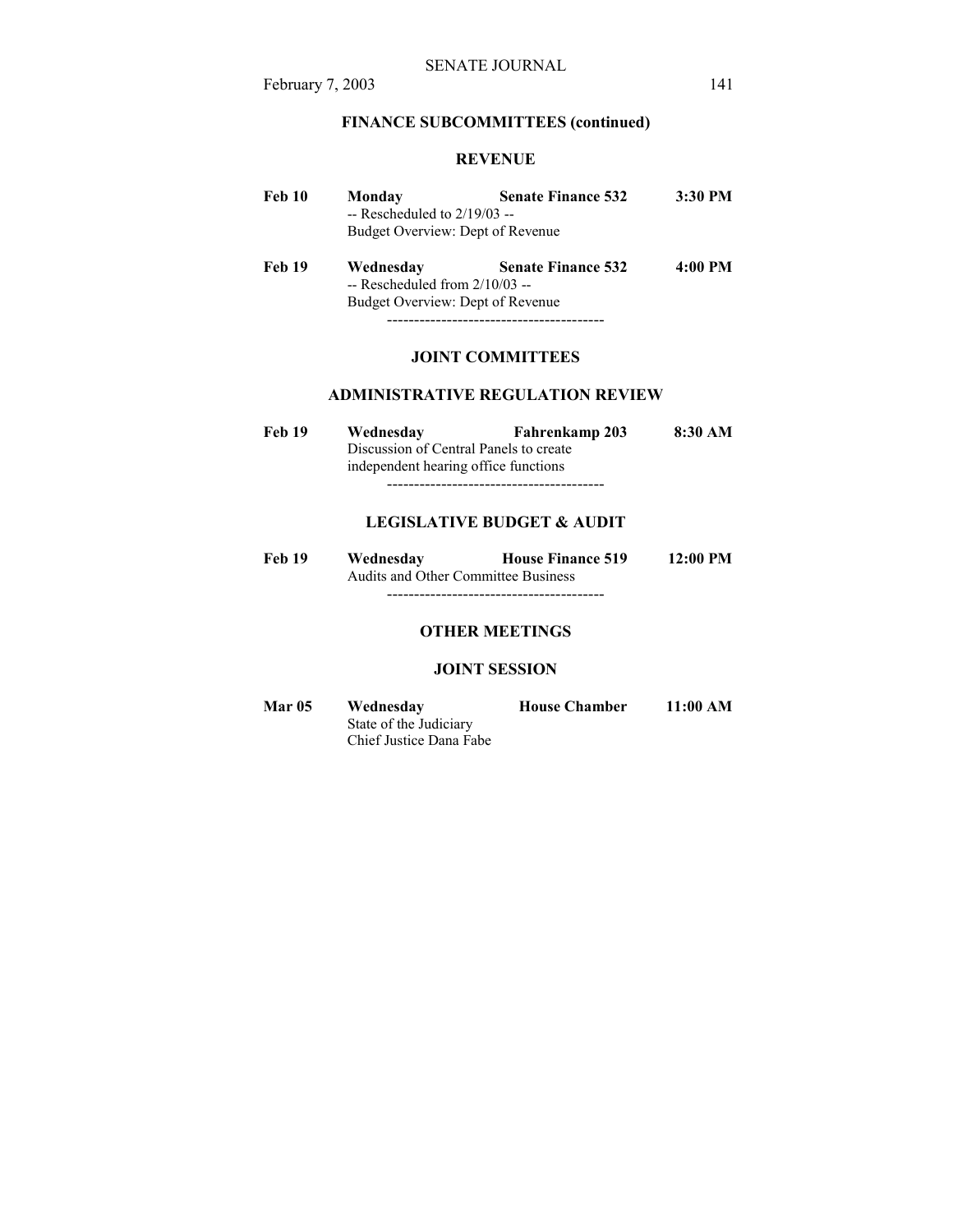## FINANCE SUBCOMMITTEES (continued)

### REVENUE

| | | | |
|---|---|---|---|
| **Feb 10** | **Monday** | **Senate Finance 532** | **3:30 PM** |
| | -- Rescheduled to 2/19/03 -- | | |
| | Budget Overview: Dept of Revenue | | |
| **Feb 19** | **Wednesday** | **Senate Finance 532** | **4:00 PM** |
| | -- Rescheduled from 2/10/03 -- | | |
| | Budget Overview: Dept of Revenue | | |

----------------------------------------

## JOINT COMMITTEES

### ADMINISTRATIVE REGULATION REVIEW

| | | | |
|---|---|---|---|
| **Feb 19** | **Wednesday** | **Fahrenkamp 203** | **8:30 AM** |
| | Discussion of Central Panels to create independent hearing office functions | | |

----------------------------------------

### LEGISLATIVE BUDGET & AUDIT

| | | | |
|---|---|---|---|
| **Feb 19** | **Wednesday** | **House Finance 519** | **12:00 PM** |
| | Audits and Other Committee Business | | |

----------------------------------------

## OTHER MEETINGS

### JOINT SESSION

| | | | |
|---|---|---|---|
| **Mar 05** | **Wednesday** | **House Chamber** | **11:00 AM** |
| | State of the Judiciary | | |
| | Chief Justice Dana Fabe | | |